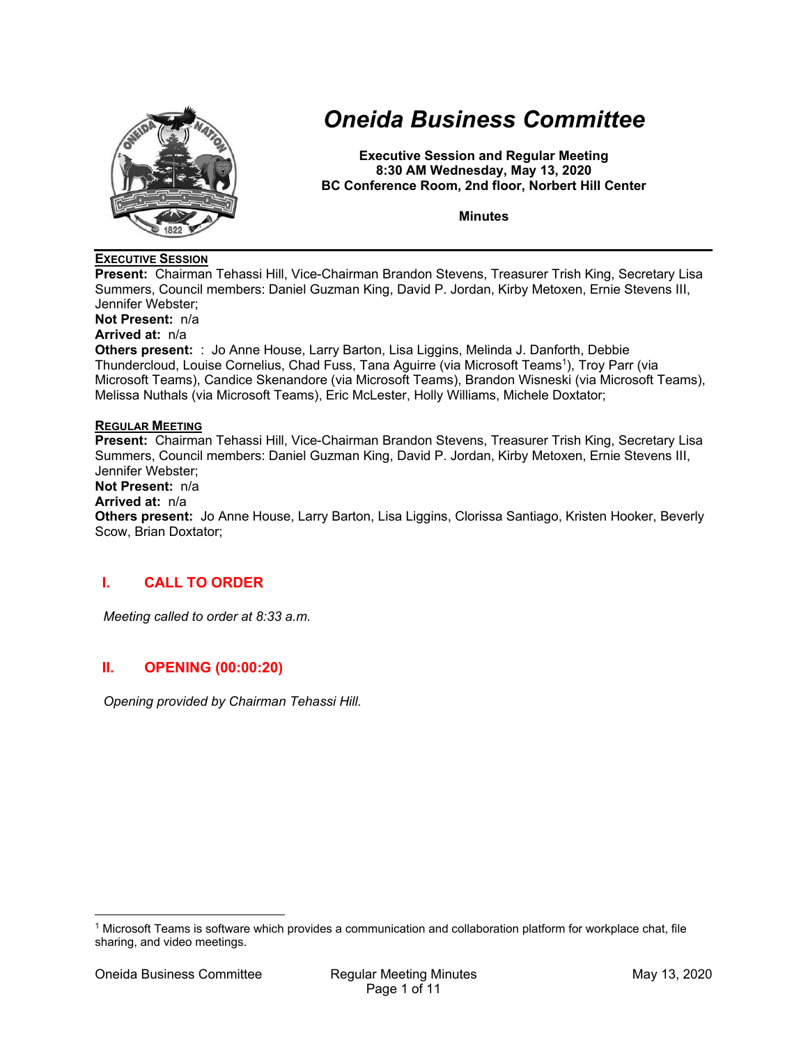# Oneida Business Committee

**Executive Session and Regular Meeting**
**8:30 AM Wednesday, May 13, 2020**
**BC Conference Room, 2nd floor, Norbert Hill Center**

**Minutes**

---

**EXECUTIVE SESSION**

**Present:** Chairman Tehassi Hill, Vice-Chairman Brandon Stevens, Treasurer Trish King, Secretary Lisa Summers, Council members: Daniel Guzman King, David P. Jordan, Kirby Metoxen, Ernie Stevens III, Jennifer Webster;
**Not Present:** n/a
**Arrived at:** n/a
**Others present:** : Jo Anne House, Larry Barton, Lisa Liggins, Melinda J. Danforth, Debbie Thundercloud, Louise Cornelius, Chad Fuss, Tana Aguirre (via Microsoft Teams[1]), Troy Parr (via Microsoft Teams), Candice Skenandore (via Microsoft Teams), Brandon Wisneski (via Microsoft Teams), Melissa Nuthals (via Microsoft Teams), Eric McLester, Holly Williams, Michele Doxtator;

**REGULAR MEETING**

**Present:** Chairman Tehassi Hill, Vice-Chairman Brandon Stevens, Treasurer Trish King, Secretary Lisa Summers, Council members: Daniel Guzman King, David P. Jordan, Kirby Metoxen, Ernie Stevens III, Jennifer Webster;
**Not Present:** n/a
**Arrived at:** n/a
**Others present:** Jo Anne House, Larry Barton, Lisa Liggins, Clorissa Santiago, Kristen Hooker, Beverly Scow, Brian Doxtator;

## I. CALL TO ORDER

*Meeting called to order at 8:33 a.m.*

## II. OPENING (00:00:20)

*Opening provided by Chairman Tehassi Hill.*

---

[1] Microsoft Teams is software which provides a communication and collaboration platform for workplace chat, file sharing, and video meetings.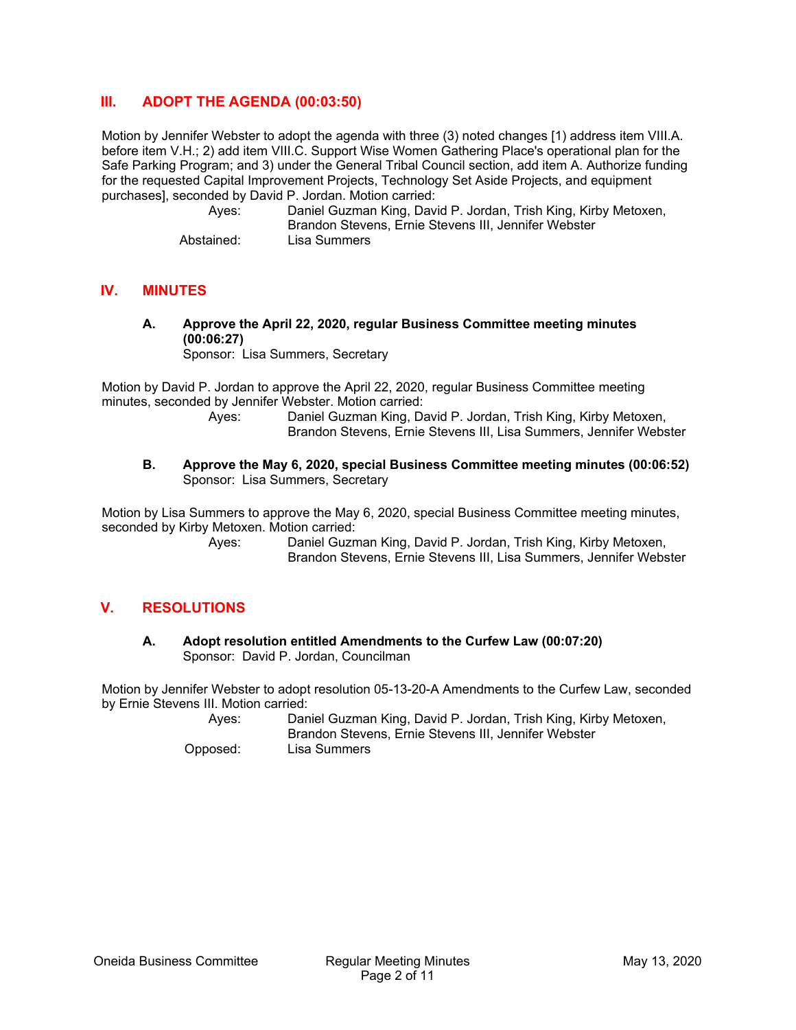## III. ADOPT THE AGENDA (00:03:50)

Motion by Jennifer Webster to adopt the agenda with three (3) noted changes [1) address item VIII.A. before item V.H.; 2) add item VIII.C. Support Wise Women Gathering Place's operational plan for the Safe Parking Program; and 3) under the General Tribal Council section, add item A. Authorize funding for the requested Capital Improvement Projects, Technology Set Aside Projects, and equipment purchases], seconded by David P. Jordan. Motion carried:

Ayes: Daniel Guzman King, David P. Jordan, Trish King, Kirby Metoxen, Brandon Stevens, Ernie Stevens III, Jennifer Webster
Abstained: Lisa Summers

## IV. MINUTES

### A. Approve the April 22, 2020, regular Business Committee meeting minutes (00:06:27)

Sponsor: Lisa Summers, Secretary

Motion by David P. Jordan to approve the April 22, 2020, regular Business Committee meeting minutes, seconded by Jennifer Webster. Motion carried:

Ayes: Daniel Guzman King, David P. Jordan, Trish King, Kirby Metoxen, Brandon Stevens, Ernie Stevens III, Lisa Summers, Jennifer Webster

### B. Approve the May 6, 2020, special Business Committee meeting minutes (00:06:52)

Sponsor: Lisa Summers, Secretary

Motion by Lisa Summers to approve the May 6, 2020, special Business Committee meeting minutes, seconded by Kirby Metoxen. Motion carried:

Ayes: Daniel Guzman King, David P. Jordan, Trish King, Kirby Metoxen, Brandon Stevens, Ernie Stevens III, Lisa Summers, Jennifer Webster

## V. RESOLUTIONS

### A. Adopt resolution entitled Amendments to the Curfew Law (00:07:20)

Sponsor: David P. Jordan, Councilman

Motion by Jennifer Webster to adopt resolution 05-13-20-A Amendments to the Curfew Law, seconded by Ernie Stevens III. Motion carried:

Ayes: Daniel Guzman King, David P. Jordan, Trish King, Kirby Metoxen, Brandon Stevens, Ernie Stevens III, Jennifer Webster
Opposed: Lisa Summers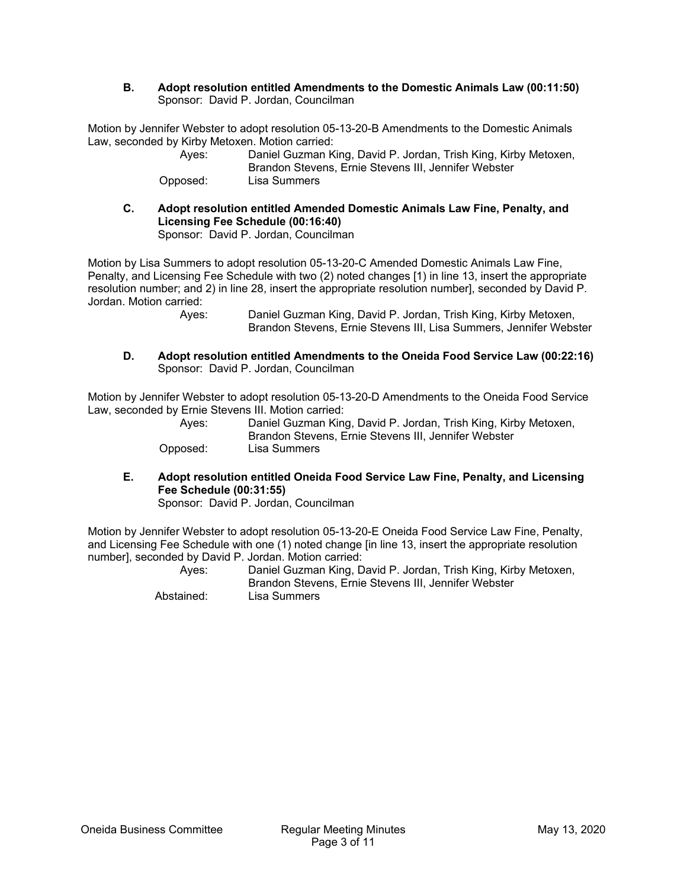**B. Adopt resolution entitled Amendments to the Domestic Animals Law (00:11:50)**
Sponsor: David P. Jordan, Councilman

Motion by Jennifer Webster to adopt resolution 05-13-20-B Amendments to the Domestic Animals Law, seconded by Kirby Metoxen. Motion carried:

Ayes: Daniel Guzman King, David P. Jordan, Trish King, Kirby Metoxen, Brandon Stevens, Ernie Stevens III, Jennifer Webster
Opposed: Lisa Summers

**C. Adopt resolution entitled Amended Domestic Animals Law Fine, Penalty, and Licensing Fee Schedule (00:16:40)**
Sponsor: David P. Jordan, Councilman

Motion by Lisa Summers to adopt resolution 05-13-20-C Amended Domestic Animals Law Fine, Penalty, and Licensing Fee Schedule with two (2) noted changes [1) in line 13, insert the appropriate resolution number; and 2) in line 28, insert the appropriate resolution number], seconded by David P. Jordan. Motion carried:

Ayes: Daniel Guzman King, David P. Jordan, Trish King, Kirby Metoxen, Brandon Stevens, Ernie Stevens III, Lisa Summers, Jennifer Webster

**D. Adopt resolution entitled Amendments to the Oneida Food Service Law (00:22:16)**
Sponsor: David P. Jordan, Councilman

Motion by Jennifer Webster to adopt resolution 05-13-20-D Amendments to the Oneida Food Service Law, seconded by Ernie Stevens III. Motion carried:

Ayes: Daniel Guzman King, David P. Jordan, Trish King, Kirby Metoxen, Brandon Stevens, Ernie Stevens III, Jennifer Webster
Opposed: Lisa Summers

**E. Adopt resolution entitled Oneida Food Service Law Fine, Penalty, and Licensing Fee Schedule (00:31:55)**
Sponsor: David P. Jordan, Councilman

Motion by Jennifer Webster to adopt resolution 05-13-20-E Oneida Food Service Law Fine, Penalty, and Licensing Fee Schedule with one (1) noted change [in line 13, insert the appropriate resolution number], seconded by David P. Jordan. Motion carried:

Ayes: Daniel Guzman King, David P. Jordan, Trish King, Kirby Metoxen, Brandon Stevens, Ernie Stevens III, Jennifer Webster
Abstained: Lisa Summers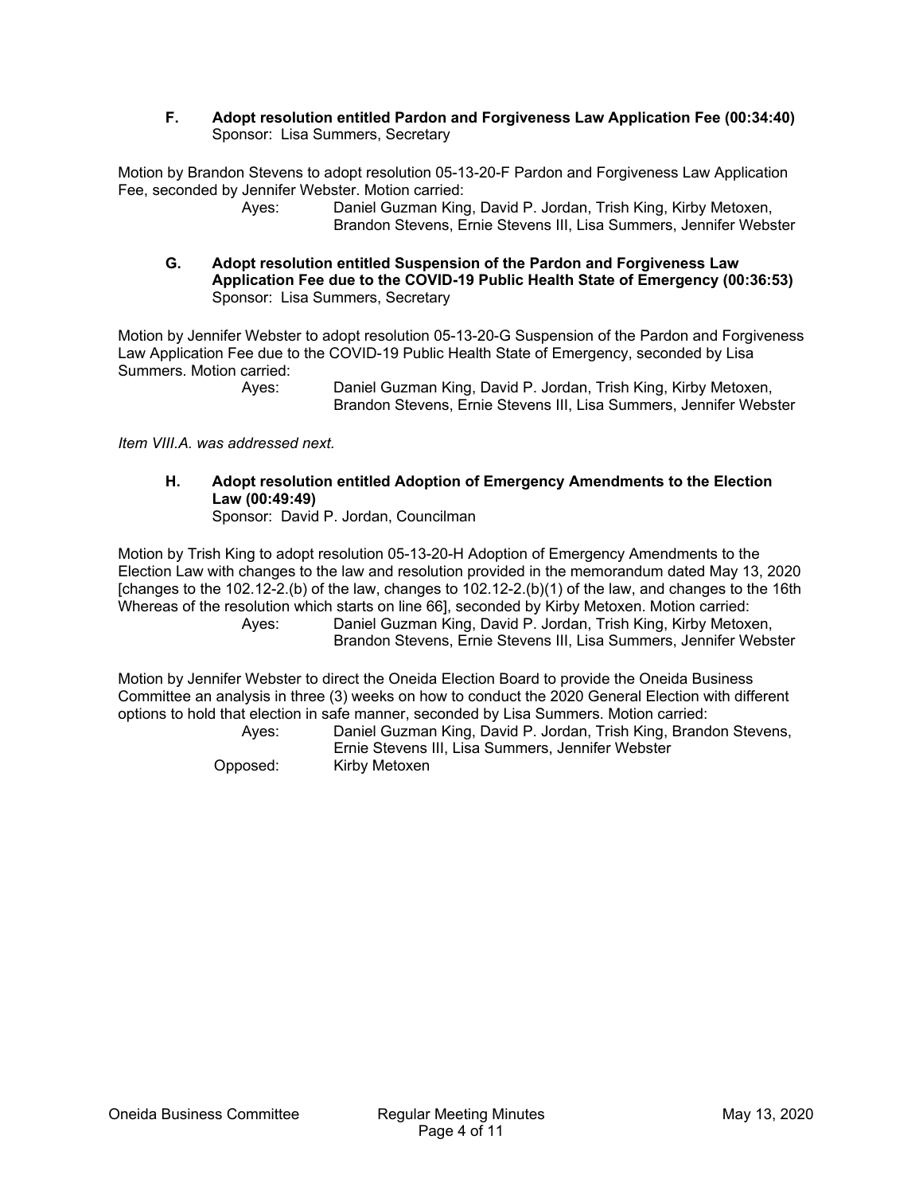**F. Adopt resolution entitled Pardon and Forgiveness Law Application Fee (00:34:40)**
Sponsor: Lisa Summers, Secretary

Motion by Brandon Stevens to adopt resolution 05-13-20-F Pardon and Forgiveness Law Application Fee, seconded by Jennifer Webster. Motion carried:

Ayes: Daniel Guzman King, David P. Jordan, Trish King, Kirby Metoxen, Brandon Stevens, Ernie Stevens III, Lisa Summers, Jennifer Webster

**G. Adopt resolution entitled Suspension of the Pardon and Forgiveness Law Application Fee due to the COVID-19 Public Health State of Emergency (00:36:53)**
Sponsor: Lisa Summers, Secretary

Motion by Jennifer Webster to adopt resolution 05-13-20-G Suspension of the Pardon and Forgiveness Law Application Fee due to the COVID-19 Public Health State of Emergency, seconded by Lisa Summers. Motion carried:

Ayes: Daniel Guzman King, David P. Jordan, Trish King, Kirby Metoxen, Brandon Stevens, Ernie Stevens III, Lisa Summers, Jennifer Webster

*Item VIII.A. was addressed next.*

**H. Adopt resolution entitled Adoption of Emergency Amendments to the Election Law (00:49:49)**
Sponsor: David P. Jordan, Councilman

Motion by Trish King to adopt resolution 05-13-20-H Adoption of Emergency Amendments to the Election Law with changes to the law and resolution provided in the memorandum dated May 13, 2020 [changes to the 102.12-2.(b) of the law, changes to 102.12-2.(b)(1) of the law, and changes to the 16th Whereas of the resolution which starts on line 66], seconded by Kirby Metoxen. Motion carried:

Ayes: Daniel Guzman King, David P. Jordan, Trish King, Kirby Metoxen, Brandon Stevens, Ernie Stevens III, Lisa Summers, Jennifer Webster

Motion by Jennifer Webster to direct the Oneida Election Board to provide the Oneida Business Committee an analysis in three (3) weeks on how to conduct the 2020 General Election with different options to hold that election in safe manner, seconded by Lisa Summers. Motion carried:

Ayes: Daniel Guzman King, David P. Jordan, Trish King, Brandon Stevens, Ernie Stevens III, Lisa Summers, Jennifer Webster

Opposed: Kirby Metoxen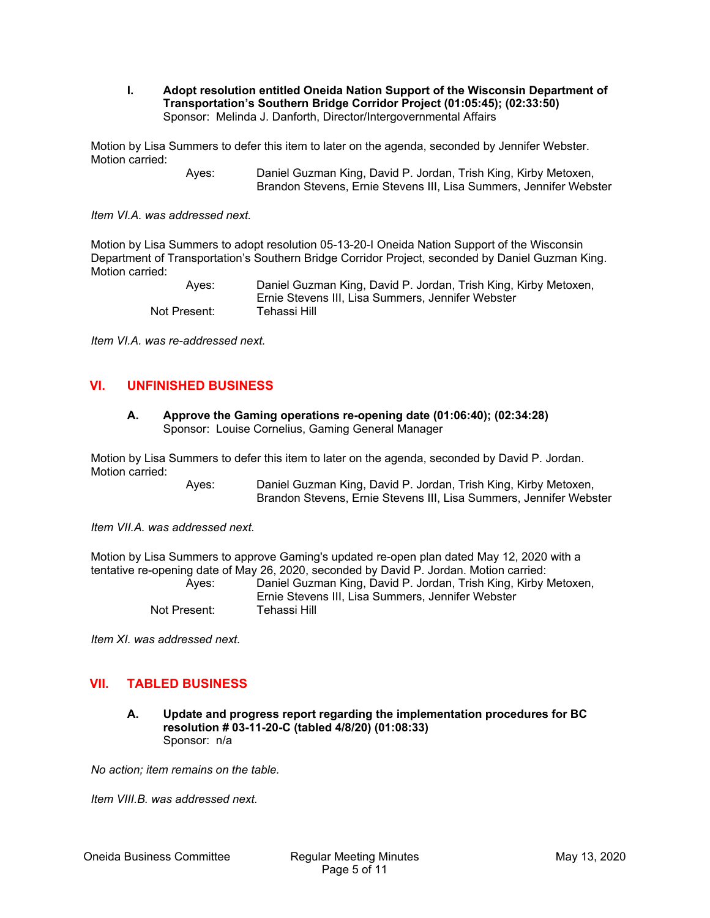**I. Adopt resolution entitled Oneida Nation Support of the Wisconsin Department of Transportation's Southern Bridge Corridor Project (01:05:45); (02:33:50)**
Sponsor: Melinda J. Danforth, Director/Intergovernmental Affairs

Motion by Lisa Summers to defer this item to later on the agenda, seconded by Jennifer Webster. Motion carried:

Ayes: Daniel Guzman King, David P. Jordan, Trish King, Kirby Metoxen, Brandon Stevens, Ernie Stevens III, Lisa Summers, Jennifer Webster

*Item VI.A. was addressed next.*

Motion by Lisa Summers to adopt resolution 05-13-20-I Oneida Nation Support of the Wisconsin Department of Transportation's Southern Bridge Corridor Project, seconded by Daniel Guzman King. Motion carried:

Ayes: Daniel Guzman King, David P. Jordan, Trish King, Kirby Metoxen, Ernie Stevens III, Lisa Summers, Jennifer Webster
Not Present: Tehassi Hill

*Item VI.A. was re-addressed next.*

## VI. UNFINISHED BUSINESS

**A. Approve the Gaming operations re-opening date (01:06:40); (02:34:28)**
Sponsor: Louise Cornelius, Gaming General Manager

Motion by Lisa Summers to defer this item to later on the agenda, seconded by David P. Jordan. Motion carried:

Ayes: Daniel Guzman King, David P. Jordan, Trish King, Kirby Metoxen, Brandon Stevens, Ernie Stevens III, Lisa Summers, Jennifer Webster

*Item VII.A. was addressed next.*

Motion by Lisa Summers to approve Gaming's updated re-open plan dated May 12, 2020 with a tentative re-opening date of May 26, 2020, seconded by David P. Jordan. Motion carried:

Ayes: Daniel Guzman King, David P. Jordan, Trish King, Kirby Metoxen, Ernie Stevens III, Lisa Summers, Jennifer Webster
Not Present: Tehassi Hill

*Item XI. was addressed next.*

## VII. TABLED BUSINESS

**A. Update and progress report regarding the implementation procedures for BC resolution # 03-11-20-C (tabled 4/8/20) (01:08:33)**
Sponsor: n/a

*No action; item remains on the table.*

*Item VIII.B. was addressed next.*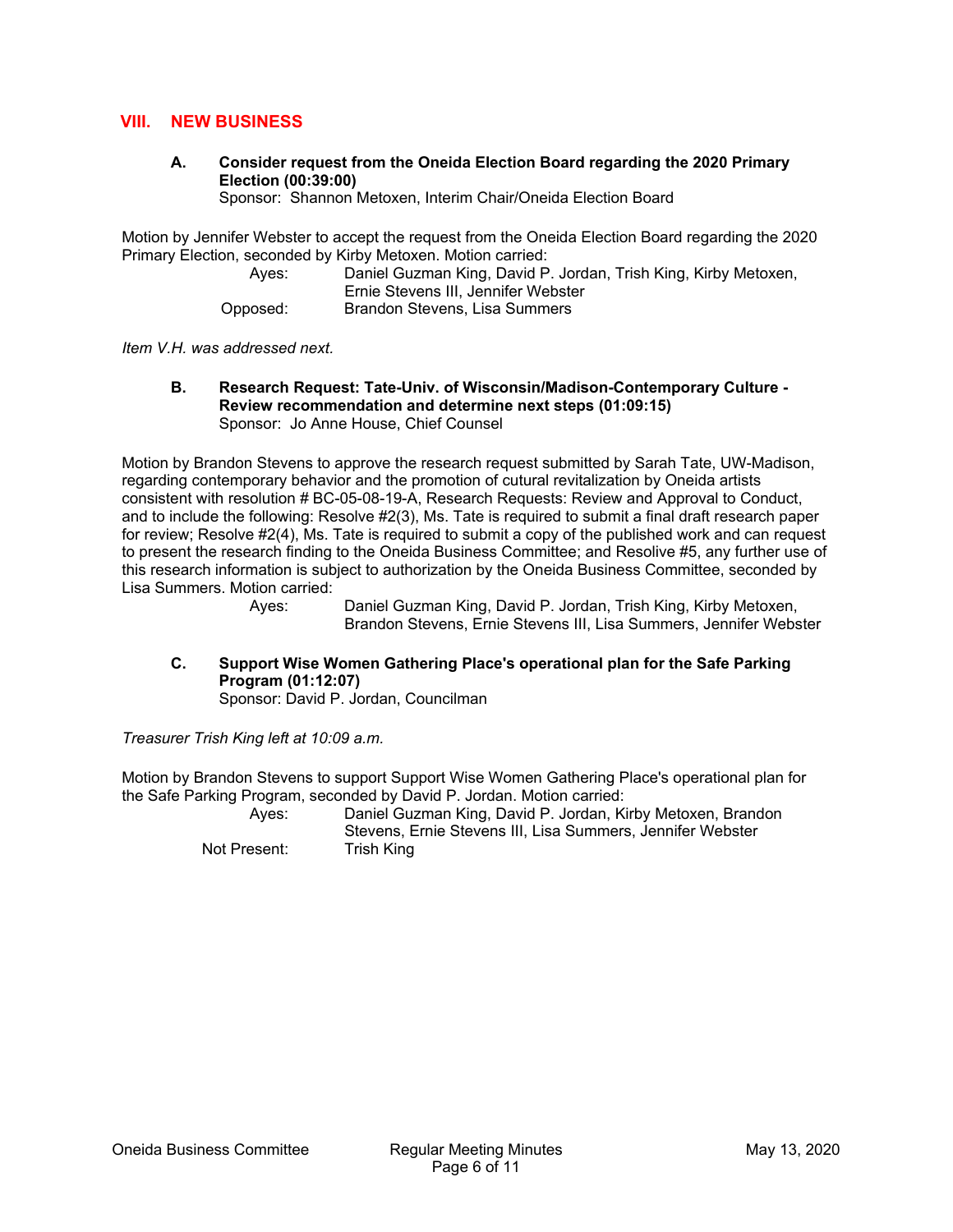## VIII. NEW BUSINESS

**A. Consider request from the Oneida Election Board regarding the 2020 Primary Election (00:39:00)**
Sponsor: Shannon Metoxen, Interim Chair/Oneida Election Board

Motion by Jennifer Webster to accept the request from the Oneida Election Board regarding the 2020 Primary Election, seconded by Kirby Metoxen. Motion carried:

Ayes: Daniel Guzman King, David P. Jordan, Trish King, Kirby Metoxen, Ernie Stevens III, Jennifer Webster
Opposed: Brandon Stevens, Lisa Summers

*Item V.H. was addressed next.*

**B. Research Request: Tate-Univ. of Wisconsin/Madison-Contemporary Culture - Review recommendation and determine next steps (01:09:15)**
Sponsor: Jo Anne House, Chief Counsel

Motion by Brandon Stevens to approve the research request submitted by Sarah Tate, UW-Madison, regarding contemporary behavior and the promotion of cutural revitalization by Oneida artists consistent with resolution # BC-05-08-19-A, Research Requests: Review and Approval to Conduct, and to include the following: Resolve #2(3), Ms. Tate is required to submit a final draft research paper for review; Resolve #2(4), Ms. Tate is required to submit a copy of the published work and can request to present the research finding to the Oneida Business Committee; and Resolve #5, any further use of this research information is subject to authorization by the Oneida Business Committee, seconded by Lisa Summers. Motion carried:

Ayes: Daniel Guzman King, David P. Jordan, Trish King, Kirby Metoxen, Brandon Stevens, Ernie Stevens III, Lisa Summers, Jennifer Webster

**C. Support Wise Women Gathering Place's operational plan for the Safe Parking Program (01:12:07)**
Sponsor: David P. Jordan, Councilman

*Treasurer Trish King left at 10:09 a.m.*

Motion by Brandon Stevens to support Support Wise Women Gathering Place's operational plan for the Safe Parking Program, seconded by David P. Jordan. Motion carried:

Ayes: Daniel Guzman King, David P. Jordan, Kirby Metoxen, Brandon Stevens, Ernie Stevens III, Lisa Summers, Jennifer Webster
Not Present: Trish King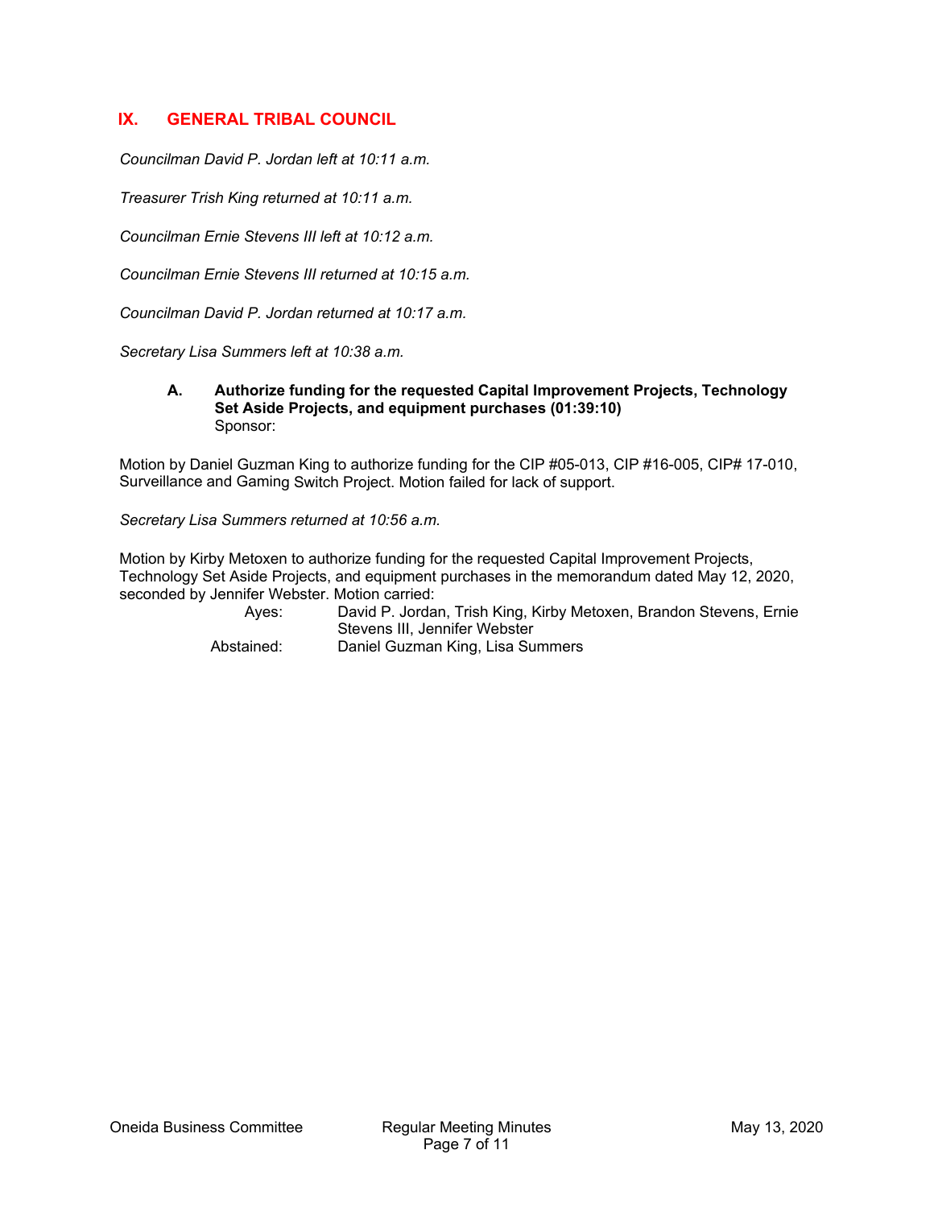## IX. GENERAL TRIBAL COUNCIL

*Councilman David P. Jordan left at 10:11 a.m.*

*Treasurer Trish King returned at 10:11 a.m.*

*Councilman Ernie Stevens III left at 10:12 a.m.*

*Councilman Ernie Stevens III returned at 10:15 a.m.*

*Councilman David P. Jordan returned at 10:17 a.m.*

*Secretary Lisa Summers left at 10:38 a.m.*

### A. Authorize funding for the requested Capital Improvement Projects, Technology Set Aside Projects, and equipment purchases (01:39:10)

Sponsor:

Motion by Daniel Guzman King to authorize funding for the CIP #05-013, CIP #16-005, CIP# 17-010, Surveillance and Gaming Switch Project. Motion failed for lack of support.

*Secretary Lisa Summers returned at 10:56 a.m.*

Motion by Kirby Metoxen to authorize funding for the requested Capital Improvement Projects, Technology Set Aside Projects, and equipment purchases in the memorandum dated May 12, 2020, seconded by Jennifer Webster. Motion carried:

Ayes: David P. Jordan, Trish King, Kirby Metoxen, Brandon Stevens, Ernie Stevens III, Jennifer Webster

Abstained: Daniel Guzman King, Lisa Summers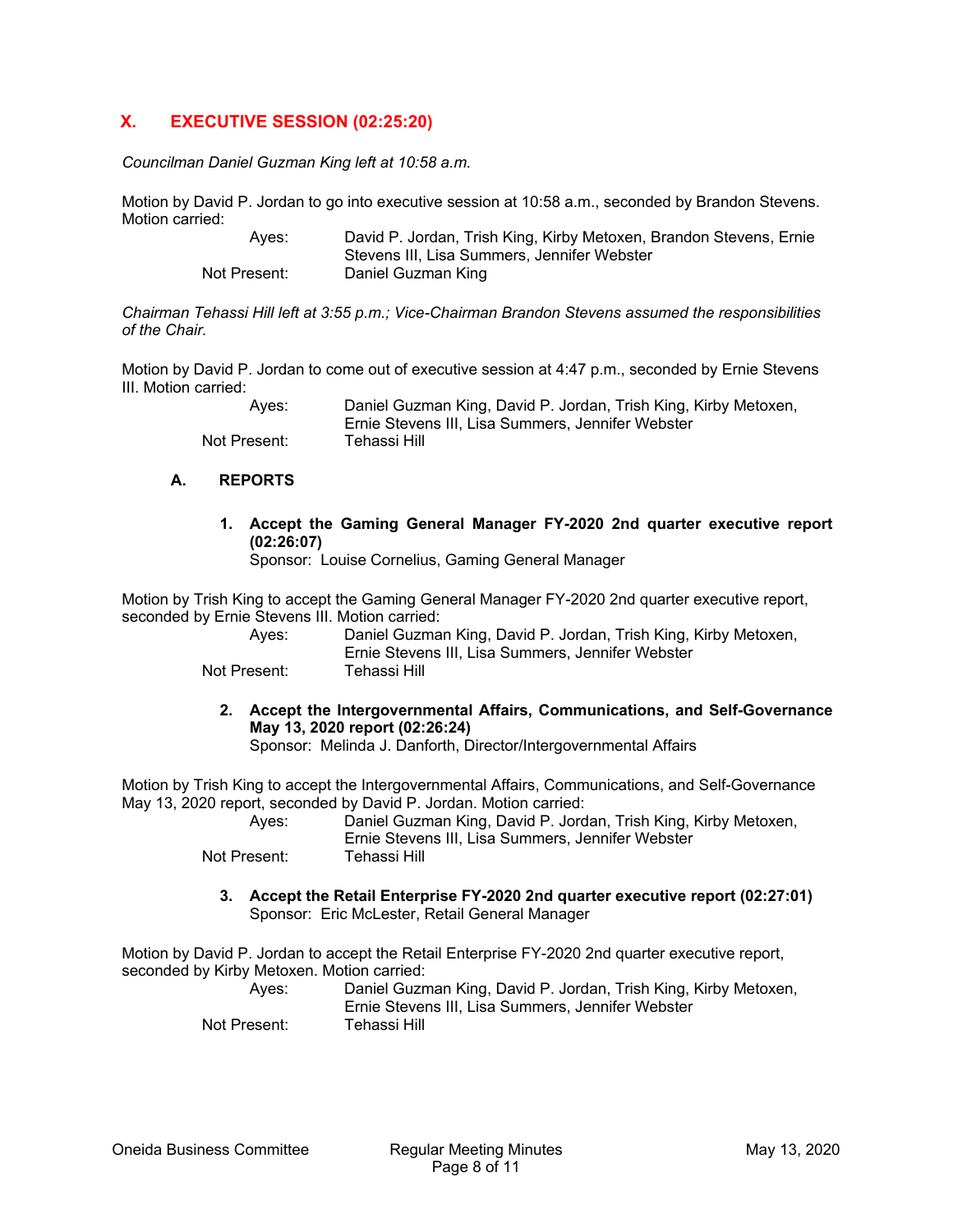## X. EXECUTIVE SESSION (02:25:20)

*Councilman Daniel Guzman King left at 10:58 a.m.*

Motion by David P. Jordan to go into executive session at 10:58 a.m., seconded by Brandon Stevens. Motion carried:

Ayes: David P. Jordan, Trish King, Kirby Metoxen, Brandon Stevens, Ernie Stevens III, Lisa Summers, Jennifer Webster
Not Present: Daniel Guzman King

*Chairman Tehassi Hill left at 3:55 p.m.; Vice-Chairman Brandon Stevens assumed the responsibilities of the Chair.*

Motion by David P. Jordan to come out of executive session at 4:47 p.m., seconded by Ernie Stevens III. Motion carried:

Ayes: Daniel Guzman King, David P. Jordan, Trish King, Kirby Metoxen, Ernie Stevens III, Lisa Summers, Jennifer Webster
Not Present: Tehassi Hill

### A. REPORTS

**1. Accept the Gaming General Manager FY-2020 2nd quarter executive report (02:26:07)**
Sponsor: Louise Cornelius, Gaming General Manager

Motion by Trish King to accept the Gaming General Manager FY-2020 2nd quarter executive report, seconded by Ernie Stevens III. Motion carried:

Ayes: Daniel Guzman King, David P. Jordan, Trish King, Kirby Metoxen, Ernie Stevens III, Lisa Summers, Jennifer Webster
Not Present: Tehassi Hill

**2. Accept the Intergovernmental Affairs, Communications, and Self-Governance May 13, 2020 report (02:26:24)**
Sponsor: Melinda J. Danforth, Director/Intergovernmental Affairs

Motion by Trish King to accept the Intergovernmental Affairs, Communications, and Self-Governance May 13, 2020 report, seconded by David P. Jordan. Motion carried:

Ayes: Daniel Guzman King, David P. Jordan, Trish King, Kirby Metoxen, Ernie Stevens III, Lisa Summers, Jennifer Webster
Not Present: Tehassi Hill

**3. Accept the Retail Enterprise FY-2020 2nd quarter executive report (02:27:01)**
Sponsor: Eric McLester, Retail General Manager

Motion by David P. Jordan to accept the Retail Enterprise FY-2020 2nd quarter executive report, seconded by Kirby Metoxen. Motion carried:

Ayes: Daniel Guzman King, David P. Jordan, Trish King, Kirby Metoxen, Ernie Stevens III, Lisa Summers, Jennifer Webster
Not Present: Tehassi Hill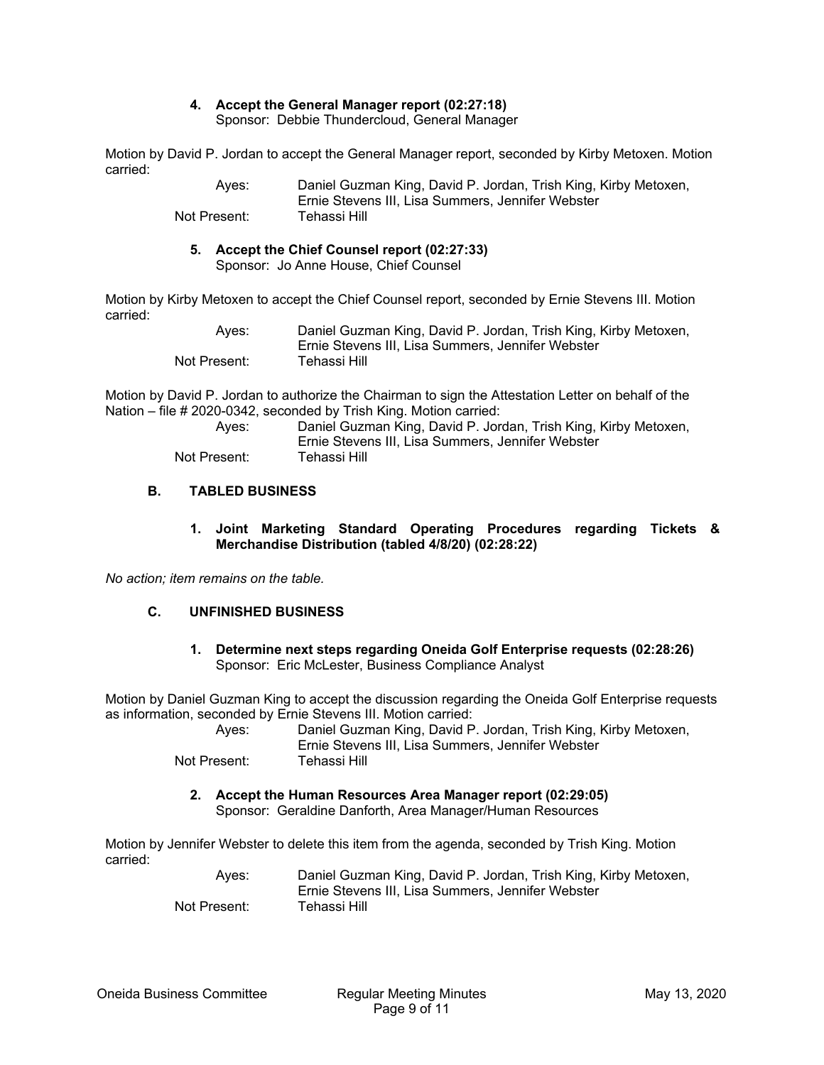4. **Accept the General Manager report (02:27:18)**
   Sponsor: Debbie Thundercloud, General Manager

Motion by David P. Jordan to accept the General Manager report, seconded by Kirby Metoxen. Motion carried:

| | |
|---|---|
| Ayes: | Daniel Guzman King, David P. Jordan, Trish King, Kirby Metoxen, Ernie Stevens III, Lisa Summers, Jennifer Webster |
| Not Present: | Tehassi Hill |

5. **Accept the Chief Counsel report (02:27:33)**
   Sponsor: Jo Anne House, Chief Counsel

Motion by Kirby Metoxen to accept the Chief Counsel report, seconded by Ernie Stevens III. Motion carried:

| | |
|---|---|
| Ayes: | Daniel Guzman King, David P. Jordan, Trish King, Kirby Metoxen, Ernie Stevens III, Lisa Summers, Jennifer Webster |
| Not Present: | Tehassi Hill |

Motion by David P. Jordan to authorize the Chairman to sign the Attestation Letter on behalf of the Nation – file # 2020-0342, seconded by Trish King. Motion carried:

| | |
|---|---|
| Ayes: | Daniel Guzman King, David P. Jordan, Trish King, Kirby Metoxen, Ernie Stevens III, Lisa Summers, Jennifer Webster |
| Not Present: | Tehassi Hill |

## B. TABLED BUSINESS

1. **Joint Marketing Standard Operating Procedures regarding Tickets & Merchandise Distribution (tabled 4/8/20) (02:28:22)**

*No action; item remains on the table.*

## C. UNFINISHED BUSINESS

1. **Determine next steps regarding Oneida Golf Enterprise requests (02:28:26)**
   Sponsor: Eric McLester, Business Compliance Analyst

Motion by Daniel Guzman King to accept the discussion regarding the Oneida Golf Enterprise requests as information, seconded by Ernie Stevens III. Motion carried:

| | |
|---|---|
| Ayes: | Daniel Guzman King, David P. Jordan, Trish King, Kirby Metoxen, Ernie Stevens III, Lisa Summers, Jennifer Webster |
| Not Present: | Tehassi Hill |

2. **Accept the Human Resources Area Manager report (02:29:05)**
   Sponsor: Geraldine Danforth, Area Manager/Human Resources

Motion by Jennifer Webster to delete this item from the agenda, seconded by Trish King. Motion carried:

| | |
|---|---|
| Ayes: | Daniel Guzman King, David P. Jordan, Trish King, Kirby Metoxen, Ernie Stevens III, Lisa Summers, Jennifer Webster |
| Not Present: | Tehassi Hill |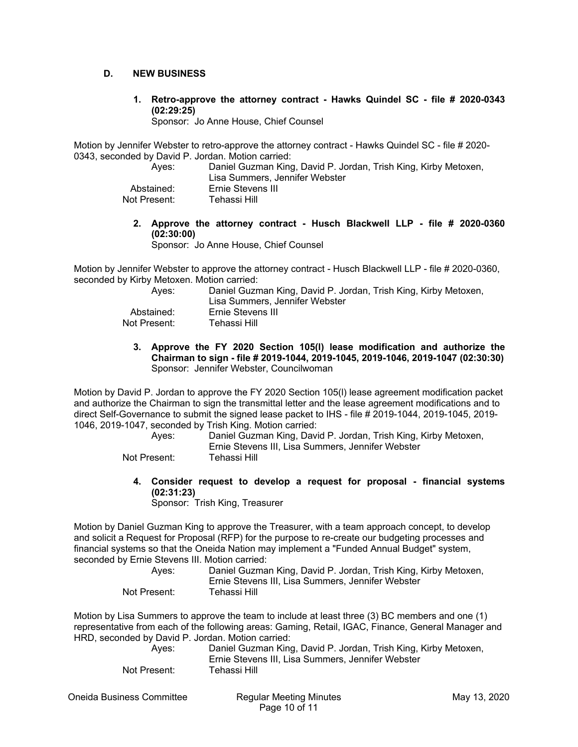## D. NEW BUSINESS

**1. Retro-approve the attorney contract - Hawks Quindel SC - file # 2020-0343 (02:29:25)**
Sponsor: Jo Anne House, Chief Counsel

Motion by Jennifer Webster to retro-approve the attorney contract - Hawks Quindel SC - file # 2020-0343, seconded by David P. Jordan. Motion carried:

| | |
|---|---|
| Ayes: | Daniel Guzman King, David P. Jordan, Trish King, Kirby Metoxen, Lisa Summers, Jennifer Webster |
| Abstained: | Ernie Stevens III |
| Not Present: | Tehassi Hill |

**2. Approve the attorney contract - Husch Blackwell LLP - file # 2020-0360 (02:30:00)**
Sponsor: Jo Anne House, Chief Counsel

Motion by Jennifer Webster to approve the attorney contract - Husch Blackwell LLP - file # 2020-0360, seconded by Kirby Metoxen. Motion carried:

| | |
|---|---|
| Ayes: | Daniel Guzman King, David P. Jordan, Trish King, Kirby Metoxen, Lisa Summers, Jennifer Webster |
| Abstained: | Ernie Stevens III |
| Not Present: | Tehassi Hill |

**3. Approve the FY 2020 Section 105(l) lease modification and authorize the Chairman to sign - file # 2019-1044, 2019-1045, 2019-1046, 2019-1047 (02:30:30)**
Sponsor: Jennifer Webster, Councilwoman

Motion by David P. Jordan to approve the FY 2020 Section 105(l) lease agreement modification packet and authorize the Chairman to sign the transmittal letter and the lease agreement modifications and to direct Self-Governance to submit the signed lease packet to IHS - file # 2019-1044, 2019-1045, 2019-1046, 2019-1047, seconded by Trish King. Motion carried:

| | |
|---|---|
| Ayes: | Daniel Guzman King, David P. Jordan, Trish King, Kirby Metoxen, Ernie Stevens III, Lisa Summers, Jennifer Webster |
| Not Present: | Tehassi Hill |

**4. Consider request to develop a request for proposal - financial systems (02:31:23)**
Sponsor: Trish King, Treasurer

Motion by Daniel Guzman King to approve the Treasurer, with a team approach concept, to develop and solicit a Request for Proposal (RFP) for the purpose to re-create our budgeting processes and financial systems so that the Oneida Nation may implement a "Funded Annual Budget" system, seconded by Ernie Stevens III. Motion carried:

| | |
|---|---|
| Ayes: | Daniel Guzman King, David P. Jordan, Trish King, Kirby Metoxen, Ernie Stevens III, Lisa Summers, Jennifer Webster |
| Not Present: | Tehassi Hill |

Motion by Lisa Summers to approve the team to include at least three (3) BC members and one (1) representative from each of the following areas: Gaming, Retail, IGAC, Finance, General Manager and HRD, seconded by David P. Jordan. Motion carried:

| | |
|---|---|
| Ayes: | Daniel Guzman King, David P. Jordan, Trish King, Kirby Metoxen, Ernie Stevens III, Lisa Summers, Jennifer Webster |
| Not Present: | Tehassi Hill |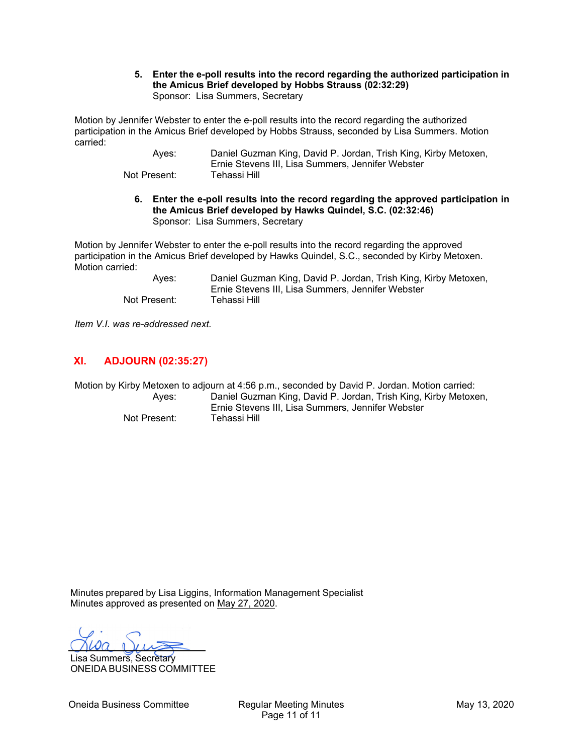5. **Enter the e-poll results into the record regarding the authorized participation in the Amicus Brief developed by Hobbs Strauss (02:32:29)**
   Sponsor: Lisa Summers, Secretary

Motion by Jennifer Webster to enter the e-poll results into the record regarding the authorized participation in the Amicus Brief developed by Hobbs Strauss, seconded by Lisa Summers. Motion carried:

| | |
|---|---|
| Ayes: | Daniel Guzman King, David P. Jordan, Trish King, Kirby Metoxen, Ernie Stevens III, Lisa Summers, Jennifer Webster |
| Not Present: | Tehassi Hill |

6. **Enter the e-poll results into the record regarding the approved participation in the Amicus Brief developed by Hawks Quindel, S.C. (02:32:46)**
   Sponsor: Lisa Summers, Secretary

Motion by Jennifer Webster to enter the e-poll results into the record regarding the approved participation in the Amicus Brief developed by Hawks Quindel, S.C., seconded by Kirby Metoxen. Motion carried:

| | |
|---|---|
| Ayes: | Daniel Guzman King, David P. Jordan, Trish King, Kirby Metoxen, Ernie Stevens III, Lisa Summers, Jennifer Webster |
| Not Present: | Tehassi Hill |

*Item V.I. was re-addressed next.*

## XI. ADJOURN (02:35:27)

Motion by Kirby Metoxen to adjourn at 4:56 p.m., seconded by David P. Jordan. Motion carried:

| | |
|---|---|
| Ayes: | Daniel Guzman King, David P. Jordan, Trish King, Kirby Metoxen, Ernie Stevens III, Lisa Summers, Jennifer Webster |
| Not Present: | Tehassi Hill |

Minutes prepared by Lisa Liggins, Information Management Specialist
Minutes approved as presented on May 27, 2020.

Lisa Summers, Secretary
ONEIDA BUSINESS COMMITTEE